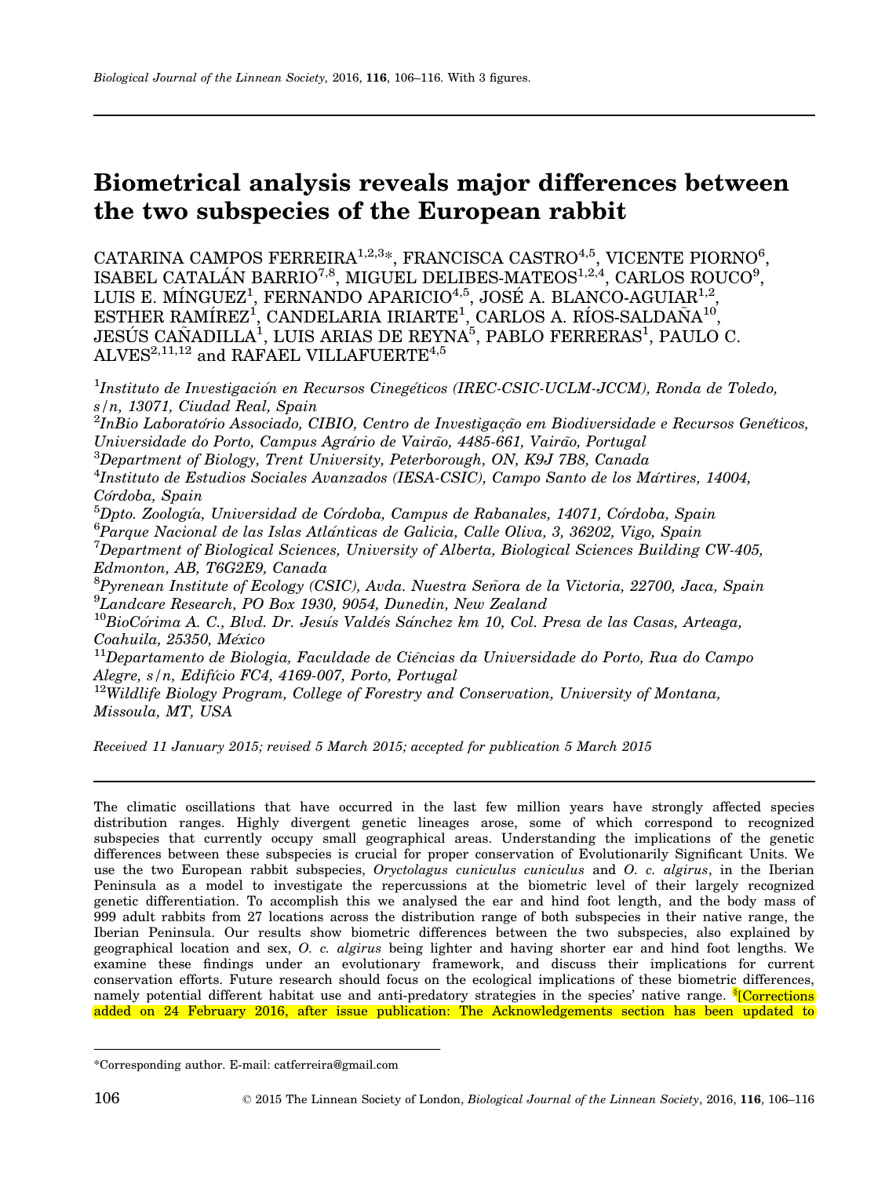# Biometrical analysis reveals major differences between the two subspecies of the European rabbit

CATARINA CAMPOS FERREIRA[1,2,3]*, FRANCISCA CASTRO[4,5], VICENTE PIORNO[6], ISABEL CATALÁN BARRIO[7,8], MIGUEL DELIBES-MATEOS[1,2,4], CARLOS ROUCO[9], LUIS E. MÍNGUEZ[1], FERNANDO APARICIO[4,5], JOSÉ A. BLANCO-AGUIAR[1,2], ESTHER RAMÍREZ[1], CANDELARIA IRIARTE[1], CARLOS A. RÍOS-SALDAÑA[10], JESÚS CAÑADILLA[1], LUIS ARIAS DE REYNA[5], PABLO FERRERAS[1], PAULO C. ALVES[2,11,12] and RAFAEL VILLAFUERTE[4,5]

[1]*Instituto de Investigación en Recursos Cinegéticos (IREC-CSIC-UCLM-JCCM), Ronda de Toledo, s/n, 13071, Ciudad Real, Spain*
[2]*InBio Laboratório Associado, CIBIO, Centro de Investigação em Biodiversidade e Recursos Genéticos, Universidade do Porto, Campus Agrário de Vairão, 4485-661, Vairão, Portugal*
[3]*Department of Biology, Trent University, Peterborough, ON, K9J 7B8, Canada*
[4]*Instituto de Estudios Sociales Avanzados (IESA-CSIC), Campo Santo de los Mártires, 14004, Córdoba, Spain*
[5]*Dpto. Zoología, Universidad de Córdoba, Campus de Rabanales, 14071, Córdoba, Spain*
[6]*Parque Nacional de las Islas Atlánticas de Galicia, Calle Oliva, 3, 36202, Vigo, Spain*
[7]*Department of Biological Sciences, University of Alberta, Biological Sciences Building CW-405, Edmonton, AB, T6G2E9, Canada*
[8]*Pyrenean Institute of Ecology (CSIC), Avda. Nuestra Señora de la Victoria, 22700, Jaca, Spain*
[9]*Landcare Research, PO Box 1930, 9054, Dunedin, New Zealand*
[10]*BioCórima A. C., Blvd. Dr. Jesús Valdés Sánchez km 10, Col. Presa de las Casas, Arteaga, Coahuila, 25350, México*
[11]*Departamento de Biologia, Faculdade de Ciências da Universidade do Porto, Rua do Campo Alegre, s/n, Edifício FC4, 4169-007, Porto, Portugal*
[12]*Wildlife Biology Program, College of Forestry and Conservation, University of Montana, Missoula, MT, USA*

*Received 11 January 2015; revised 5 March 2015; accepted for publication 5 March 2015*

The climatic oscillations that have occurred in the last few million years have strongly affected species distribution ranges. Highly divergent genetic lineages arose, some of which correspond to recognized subspecies that currently occupy small geographical areas. Understanding the implications of the genetic differences between these subspecies is crucial for proper conservation of Evolutionarily Significant Units. We use the two European rabbit subspecies, *Oryctolagus cuniculus cuniculus* and *O. c. algirus*, in the Iberian Peninsula as a model to investigate the repercussions at the biometric level of their largely recognized genetic differentiation. To accomplish this we analysed the ear and hind foot length, and the body mass of 999 adult rabbits from 27 locations across the distribution range of both subspecies in their native range, the Iberian Peninsula. Our results show biometric differences between the two subspecies, also explained by geographical location and sex, *O. c. algirus* being lighter and having shorter ear and hind foot lengths. We examine these findings under an evolutionary framework, and discuss their implications for current conservation efforts. Future research should focus on the ecological implications of these biometric differences, namely potential different habitat use and anti-predatory strategies in the species' native range. [§][Corrections added on 24 February 2016, after issue publication: The Acknowledgements section has been updated to

*Corresponding author. E-mail: catferreira@gmail.com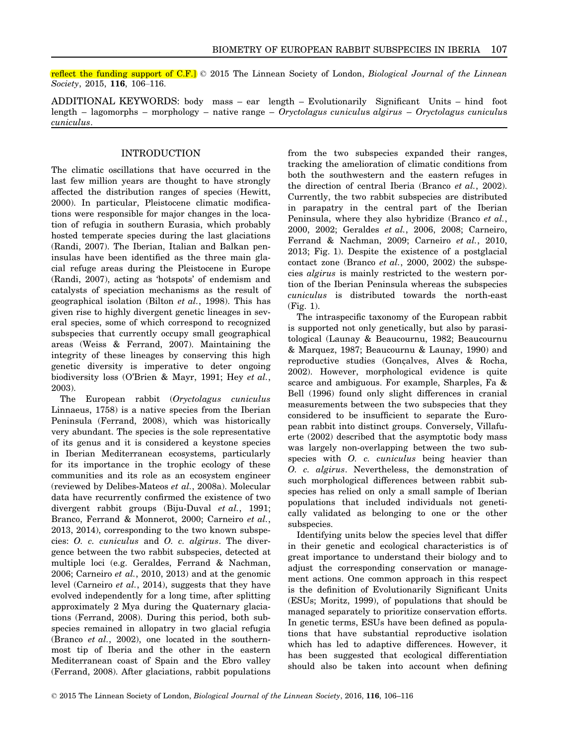reflect the funding support of C.F.] © 2015 The Linnean Society of London, *Biological Journal of the Linnean Society*, 2015, **116**, 106–116.

ADDITIONAL KEYWORDS: body mass – ear length – Evolutionarily Significant Units – hind foot length – lagomorphs – morphology – native range – *Oryctolagus cuniculus algirus* – *Oryctolagus cuniculus cuniculus*.

## INTRODUCTION

The climatic oscillations that have occurred in the last few million years are thought to have strongly affected the distribution ranges of species (Hewitt, 2000). In particular, Pleistocene climatic modifications were responsible for major changes in the location of refugia in southern Eurasia, which probably hosted temperate species during the last glaciations (Randi, 2007). The Iberian, Italian and Balkan peninsulas have been identified as the three main glacial refuge areas during the Pleistocene in Europe (Randi, 2007), acting as 'hotspots' of endemism and catalysts of speciation mechanisms as the result of geographical isolation (Bilton *et al.*, 1998). This has given rise to highly divergent genetic lineages in several species, some of which correspond to recognized subspecies that currently occupy small geographical areas (Weiss & Ferrand, 2007). Maintaining the integrity of these lineages by conserving this high genetic diversity is imperative to deter ongoing biodiversity loss (O'Brien & Mayr, 1991; Hey *et al.*, 2003).

The European rabbit (*Oryctolagus cuniculus* Linnaeus, 1758) is a native species from the Iberian Peninsula (Ferrand, 2008), which was historically very abundant. The species is the sole representative of its genus and it is considered a keystone species in Iberian Mediterranean ecosystems, particularly for its importance in the trophic ecology of these communities and its role as an ecosystem engineer (reviewed by Delibes-Mateos *et al.*, 2008a). Molecular data have recurrently confirmed the existence of two divergent rabbit groups (Biju-Duval *et al.*, 1991; Branco, Ferrand & Monnerot, 2000; Carneiro *et al.*, 2013, 2014), corresponding to the two known subspecies: *O. c. cuniculus* and *O. c. algirus*. The divergence between the two rabbit subspecies, detected at multiple loci (e.g. Geraldes, Ferrand & Nachman, 2006; Carneiro *et al.*, 2010, 2013) and at the genomic level (Carneiro *et al.*, 2014), suggests that they have evolved independently for a long time, after splitting approximately 2 Mya during the Quaternary glaciations (Ferrand, 2008). During this period, both subspecies remained in allopatry in two glacial refugia (Branco *et al.*, 2002), one located in the southernmost tip of Iberia and the other in the eastern Mediterranean coast of Spain and the Ebro valley (Ferrand, 2008). After glaciations, rabbit populations from the two subspecies expanded their ranges, tracking the amelioration of climatic conditions from both the southwestern and the eastern refuges in the direction of central Iberia (Branco *et al.*, 2002). Currently, the two rabbit subspecies are distributed in parapatry in the central part of the Iberian Peninsula, where they also hybridize (Branco *et al.*, 2000, 2002; Geraldes *et al.*, 2006, 2008; Carneiro, Ferrand & Nachman, 2009; Carneiro *et al.*, 2010, 2013; Fig. 1). Despite the existence of a postglacial contact zone (Branco *et al.*, 2000, 2002) the subspecies *algirus* is mainly restricted to the western portion of the Iberian Peninsula whereas the subspecies *cuniculus* is distributed towards the north-east (Fig. 1).

The intraspecific taxonomy of the European rabbit is supported not only genetically, but also by parasitological (Launay & Beaucournu, 1982; Beaucournu & Marquez, 1987; Beaucournu & Launay, 1990) and reproductive studies (Gonçalves, Alves & Rocha, 2002). However, morphological evidence is quite scarce and ambiguous. For example, Sharples, Fa & Bell (1996) found only slight differences in cranial measurements between the two subspecies that they considered to be insufficient to separate the European rabbit into distinct groups. Conversely, Villafuerte (2002) described that the asymptotic body mass was largely non-overlapping between the two subspecies with *O. c. cuniculus* being heavier than *O. c. algirus*. Nevertheless, the demonstration of such morphological differences between rabbit subspecies has relied on only a small sample of Iberian populations that included individuals not genetically validated as belonging to one or the other subspecies.

Identifying units below the species level that differ in their genetic and ecological characteristics is of great importance to understand their biology and to adjust the corresponding conservation or management actions. One common approach in this respect is the definition of Evolutionarily Significant Units (ESUs; Moritz, 1999), of populations that should be managed separately to prioritize conservation efforts. In genetic terms, ESUs have been defined as populations that have substantial reproductive isolation which has led to adaptive differences. However, it has been suggested that ecological differentiation should also be taken into account when defining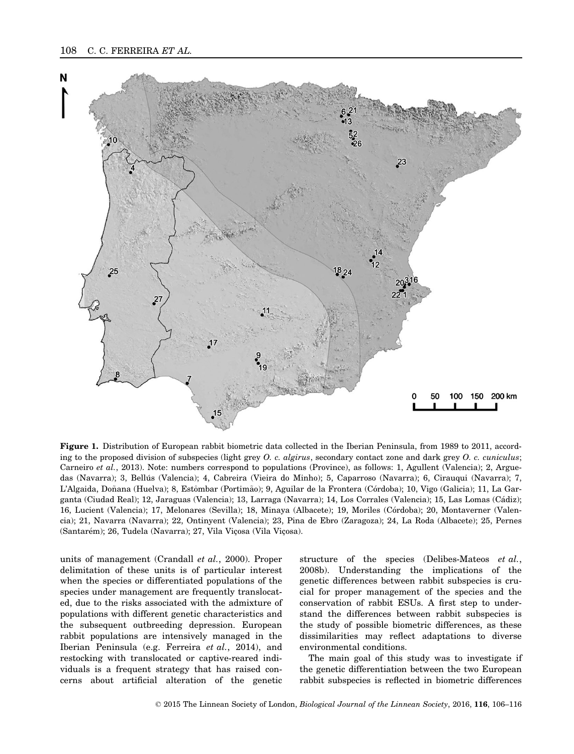**Figure 1.** Distribution of European rabbit biometric data collected in the Iberian Peninsula, from 1989 to 2011, according to the proposed division of subspecies (light grey *O. c. algirus*, secondary contact zone and dark grey *O. c. cuniculus*; Carneiro *et al.*, 2013). Note: numbers correspond to populations (Province), as follows: 1, Agullent (Valencia); 2, Arguedas (Navarra); 3, Bellús (Valencia); 4, Cabreira (Vieira do Minho); 5, Caparroso (Navarra); 6, Cirauqui (Navarra); 7, L'Algaida, Doñana (Huelva); 8, Estômbar (Portimão); 9, Aguilar de la Frontera (Córdoba); 10, Vigo (Galicia); 11, La Garganta (Ciudad Real); 12, Jaraguas (Valencia); 13, Larraga (Navarra); 14, Los Corrales (Valencia); 15, Las Lomas (Cádiz); 16, Lucient (Valencia); 17, Melonares (Sevilla); 18, Minaya (Albacete); 19, Moriles (Córdoba); 20, Montaverner (Valencia); 21, Navarra (Navarra); 22, Ontinyent (Valencia); 23, Pina de Ebro (Zaragoza); 24, La Roda (Albacete); 25, Pernes (Santarém); 26, Tudela (Navarra); 27, Vila Viçosa (Vila Viçosa).

units of management (Crandall *et al.*, 2000). Proper delimitation of these units is of particular interest when the species or differentiated populations of the species under management are frequently translocated, due to the risks associated with the admixture of populations with different genetic characteristics and the subsequent outbreeding depression. European rabbit populations are intensively managed in the Iberian Peninsula (e.g. Ferreira *et al.*, 2014), and restocking with translocated or captive-reared individuals is a frequent strategy that has raised concerns about artificial alteration of the genetic structure of the species (Delibes-Mateos *et al.*, 2008b). Understanding the implications of the genetic differences between rabbit subspecies is crucial for proper management of the species and the conservation of rabbit ESUs. A first step to understand the differences between rabbit subspecies is the study of possible biometric differences, as these dissimilarities may reflect adaptations to diverse environmental conditions.

The main goal of this study was to investigate if the genetic differentiation between the two European rabbit subspecies is reflected in biometric differences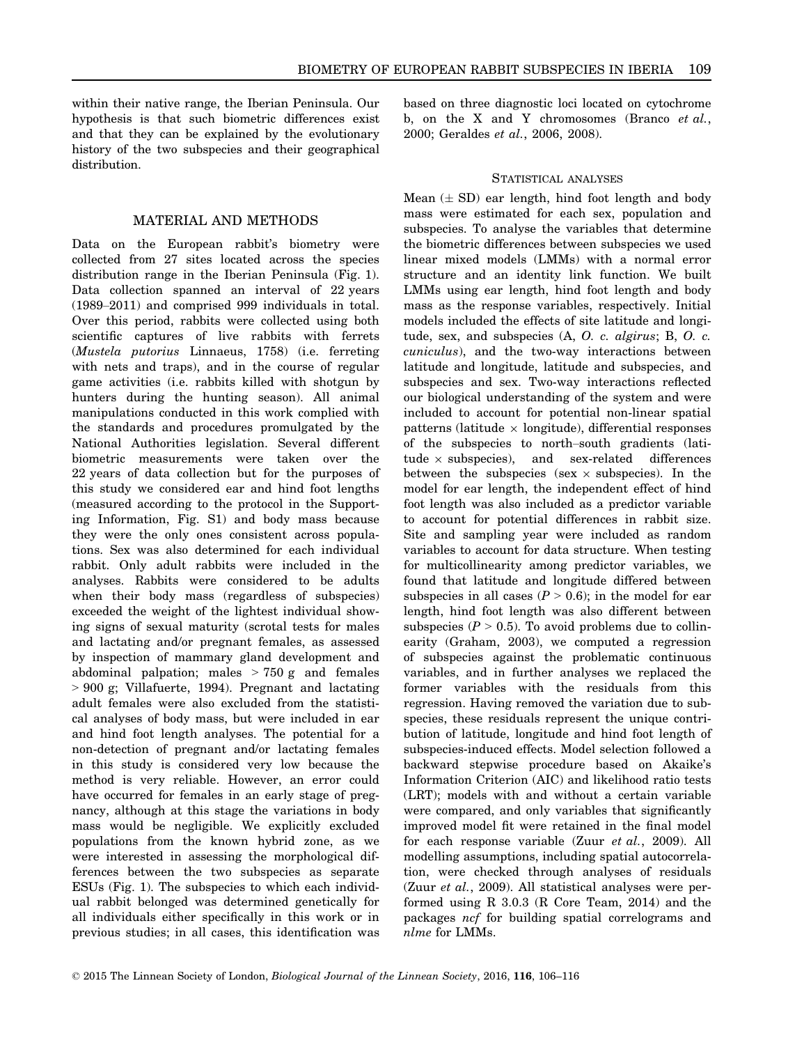within their native range, the Iberian Peninsula. Our hypothesis is that such biometric differences exist and that they can be explained by the evolutionary history of the two subspecies and their geographical distribution.

## MATERIAL AND METHODS

Data on the European rabbit's biometry were collected from 27 sites located across the species distribution range in the Iberian Peninsula (Fig. 1). Data collection spanned an interval of 22 years (1989–2011) and comprised 999 individuals in total. Over this period, rabbits were collected using both scientific captures of live rabbits with ferrets (*Mustela putorius* Linnaeus, 1758) (i.e. ferreting with nets and traps), and in the course of regular game activities (i.e. rabbits killed with shotgun by hunters during the hunting season). All animal manipulations conducted in this work complied with the standards and procedures promulgated by the National Authorities legislation. Several different biometric measurements were taken over the 22 years of data collection but for the purposes of this study we considered ear and hind foot lengths (measured according to the protocol in the Supporting Information, Fig. S1) and body mass because they were the only ones consistent across populations. Sex was also determined for each individual rabbit. Only adult rabbits were included in the analyses. Rabbits were considered to be adults when their body mass (regardless of subspecies) exceeded the weight of the lightest individual showing signs of sexual maturity (scrotal tests for males and lactating and/or pregnant females, as assessed by inspection of mammary gland development and abdominal palpation; males > 750 g and females > 900 g; Villafuerte, 1994). Pregnant and lactating adult females were also excluded from the statistical analyses of body mass, but were included in ear and hind foot length analyses. The potential for a non-detection of pregnant and/or lactating females in this study is considered very low because the method is very reliable. However, an error could have occurred for females in an early stage of pregnancy, although at this stage the variations in body mass would be negligible. We explicitly excluded populations from the known hybrid zone, as we were interested in assessing the morphological differences between the two subspecies as separate ESUs (Fig. 1). The subspecies to which each individual rabbit belonged was determined genetically for all individuals either specifically in this work or in previous studies; in all cases, this identification was based on three diagnostic loci located on cytochrome b, on the X and Y chromosomes (Branco *et al.*, 2000; Geraldes *et al.*, 2006, 2008).

### STATISTICAL ANALYSES

Mean ($\pm$ SD) ear length, hind foot length and body mass were estimated for each sex, population and subspecies. To analyse the variables that determine the biometric differences between subspecies we used linear mixed models (LMMs) with a normal error structure and an identity link function. We built LMMs using ear length, hind foot length and body mass as the response variables, respectively. Initial models included the effects of site latitude and longitude, sex, and subspecies (A, *O. c. algirus*; B, *O. c. cuniculus*), and the two-way interactions between latitude and longitude, latitude and subspecies, and subspecies and sex. Two-way interactions reflected our biological understanding of the system and were included to account for potential non-linear spatial patterns (latitude $\times$ longitude), differential responses of the subspecies to north–south gradients (latitude $\times$ subspecies), and sex-related differences between the subspecies (sex $\times$ subspecies). In the model for ear length, the independent effect of hind foot length was also included as a predictor variable to account for potential differences in rabbit size. Site and sampling year were included as random variables to account for data structure. When testing for multicollinearity among predictor variables, we found that latitude and longitude differed between subspecies in all cases ($P > 0.6$); in the model for ear length, hind foot length was also different between subspecies ($P > 0.5$). To avoid problems due to collinearity (Graham, 2003), we computed a regression of subspecies against the problematic continuous variables, and in further analyses we replaced the former variables with the residuals from this regression. Having removed the variation due to subspecies, these residuals represent the unique contribution of latitude, longitude and hind foot length of subspecies-induced effects. Model selection followed a backward stepwise procedure based on Akaike's Information Criterion (AIC) and likelihood ratio tests (LRT); models with and without a certain variable were compared, and only variables that significantly improved model fit were retained in the final model for each response variable (Zuur *et al.*, 2009). All modelling assumptions, including spatial autocorrelation, were checked through analyses of residuals (Zuur *et al.*, 2009). All statistical analyses were performed using R 3.0.3 (R Core Team, 2014) and the packages *ncf* for building spatial correlograms and *nlme* for LMMs.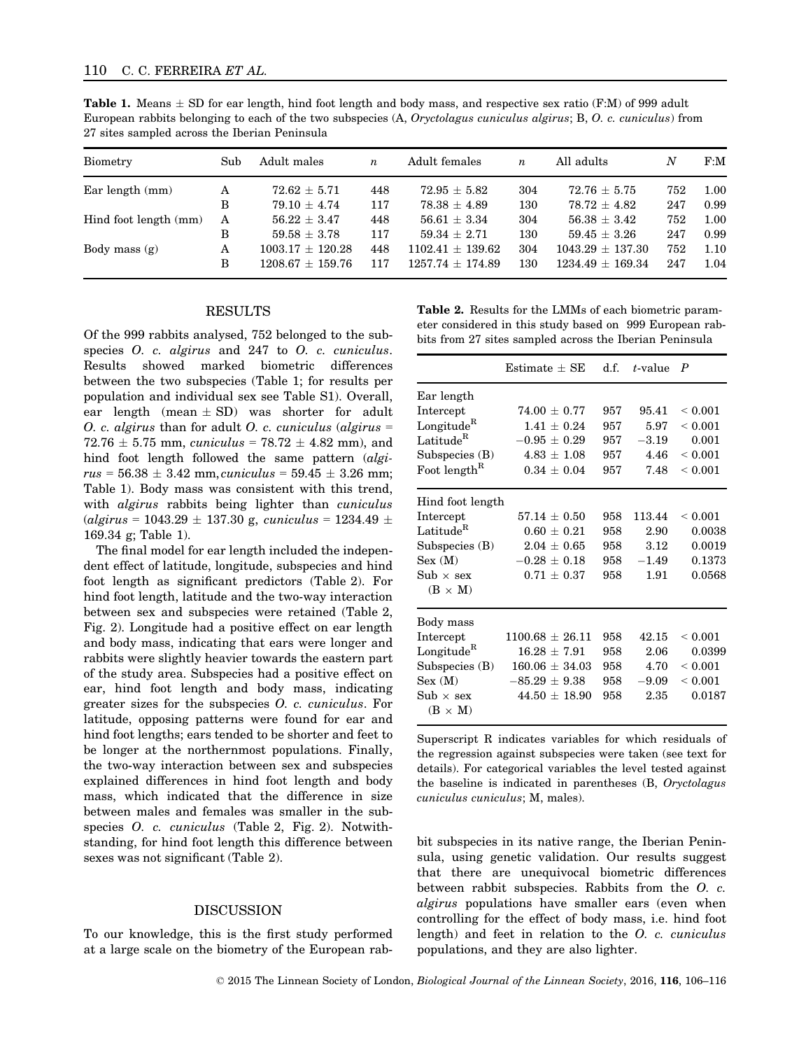**Table 1.** Means ± SD for ear length, hind foot length and body mass, and respective sex ratio (F:M) of 999 adult European rabbits belonging to each of the two subspecies (A, *Oryctolagus cuniculus algirus*; B, *O. c. cuniculus*) from 27 sites sampled across the Iberian Peninsula

| Biometry | Sub | Adult males | *n* | Adult females | *n* | All adults | *N* | F:M |
|---|---|---|---|---|---|---|---|---|
| Ear length (mm) | A | 72.62 ± 5.71 | 448 | 72.95 ± 5.82 | 304 | 72.76 ± 5.75 | 752 | 1.00 |
| | B | 79.10 ± 4.74 | 117 | 78.38 ± 4.89 | 130 | 78.72 ± 4.82 | 247 | 0.99 |
| Hind foot length (mm) | A | 56.22 ± 3.47 | 448 | 56.61 ± 3.34 | 304 | 56.38 ± 3.42 | 752 | 1.00 |
| | B | 59.58 ± 3.78 | 117 | 59.34 ± 2.71 | 130 | 59.45 ± 3.26 | 247 | 0.99 |
| Body mass (g) | A | 1003.17 ± 120.28 | 448 | 1102.41 ± 139.62 | 304 | 1043.29 ± 137.30 | 752 | 1.10 |
| | B | 1208.67 ± 159.76 | 117 | 1257.74 ± 174.89 | 130 | 1234.49 ± 169.34 | 247 | 1.04 |

## RESULTS

Of the 999 rabbits analysed, 752 belonged to the subspecies *O. c. algirus* and 247 to *O. c. cuniculus*. Results showed marked biometric differences between the two subspecies (Table 1; for results per population and individual sex see Table S1). Overall, ear length (mean ± SD) was shorter for adult *O. c. algirus* than for adult *O. c. cuniculus* (*algirus* = 72.76 ± 5.75 mm, *cuniculus* = 78.72 ± 4.82 mm), and hind foot length followed the same pattern (*algirus* = 56.38 ± 3.42 mm, *cuniculus* = 59.45 ± 3.26 mm; Table 1). Body mass was consistent with this trend, with *algirus* rabbits being lighter than *cuniculus* (*algirus* = 1043.29 ± 137.30 g, *cuniculus* = 1234.49 ± 169.34 g; Table 1).

The final model for ear length included the independent effect of latitude, longitude, subspecies and hind foot length as significant predictors (Table 2). For hind foot length, latitude and the two-way interaction between sex and subspecies were retained (Table 2, Fig. 2). Longitude had a positive effect on ear length and body mass, indicating that ears were longer and rabbits were slightly heavier towards the eastern part of the study area. Subspecies had a positive effect on ear, hind foot length and body mass, indicating greater sizes for the subspecies *O. c. cuniculus*. For latitude, opposing patterns were found for ear and hind foot lengths; ears tended to be shorter and feet to be longer at the northernmost populations. Finally, the two-way interaction between sex and subspecies explained differences in hind foot length and body mass, which indicated that the difference in size between males and females was smaller in the subspecies *O. c. cuniculus* (Table 2, Fig. 2). Notwithstanding, for hind foot length this difference between sexes was not significant (Table 2).

**Table 2.** Results for the LMMs of each biometric parameter considered in this study based on 999 European rabbits from 27 sites sampled across the Iberian Peninsula

| | Estimate ± SE | d.f. | *t*-value | *P* |
|---|---|---|---|---|
| Ear length | | | | |
| Intercept | 74.00 ± 0.77 | 957 | 95.41 | < 0.001 |
| Longitude[R] | 1.41 ± 0.24 | 957 | 5.97 | < 0.001 |
| Latitude[R] | −0.95 ± 0.29 | 957 | −3.19 | 0.001 |
| Subspecies (B) | 4.83 ± 1.08 | 957 | 4.46 | < 0.001 |
| Foot length[R] | 0.34 ± 0.04 | 957 | 7.48 | < 0.001 |
| Hind foot length | | | | |
| Intercept | 57.14 ± 0.50 | 958 | 113.44 | < 0.001 |
| Latitude[R] | 0.60 ± 0.21 | 958 | 2.90 | 0.0038 |
| Subspecies (B) | 2.04 ± 0.65 | 958 | 3.12 | 0.0019 |
| Sex (M) | −0.28 ± 0.18 | 958 | −1.49 | 0.1373 |
| Sub × sex (B × M) | 0.71 ± 0.37 | 958 | 1.91 | 0.0568 |
| Body mass | | | | |
| Intercept | 1100.68 ± 26.11 | 958 | 42.15 | < 0.001 |
| Longitude[R] | 16.28 ± 7.91 | 958 | 2.06 | 0.0399 |
| Subspecies (B) | 160.06 ± 34.03 | 958 | 4.70 | < 0.001 |
| Sex (M) | −85.29 ± 9.38 | 958 | −9.09 | < 0.001 |
| Sub × sex (B × M) | 44.50 ± 18.90 | 958 | 2.35 | 0.0187 |

Superscript R indicates variables for which residuals of the regression against subspecies were taken (see text for details). For categorical variables the level tested against the baseline is indicated in parentheses (B, *Oryctolagus cuniculus cuniculus*; M, males).

## DISCUSSION

To our knowledge, this is the first study performed at a large scale on the biometry of the European rabbit subspecies in its native range, the Iberian Peninsula, using genetic validation. Our results suggest that there are unequivocal biometric differences between rabbit subspecies. Rabbits from the *O. c. algirus* populations have smaller ears (even when controlling for the effect of body mass, i.e. hind foot length) and feet in relation to the *O. c. cuniculus* populations, and they are also lighter.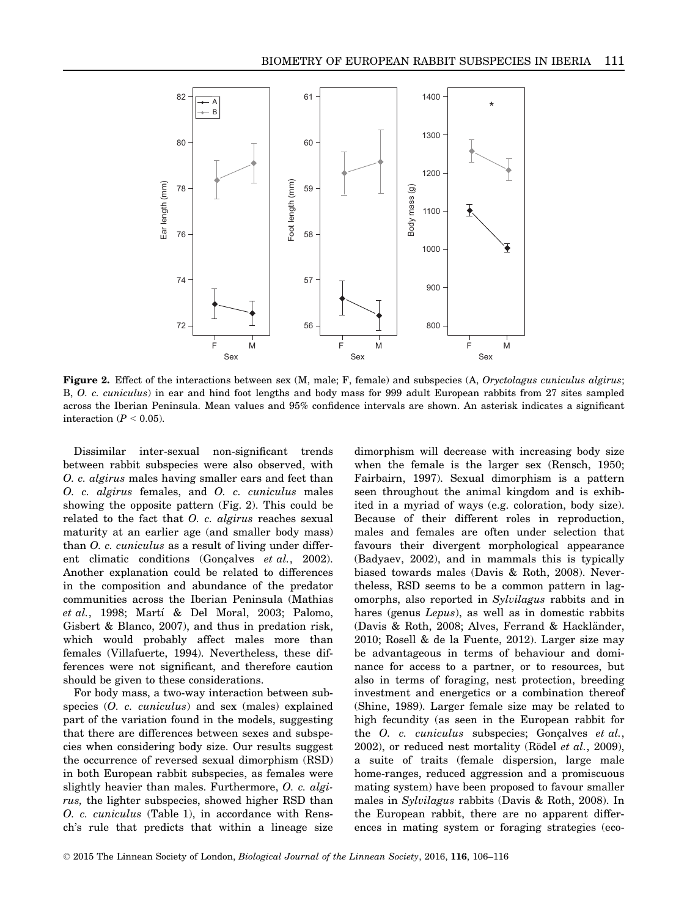**Figure 2.** Effect of the interactions between sex (M, male; F, female) and subspecies (A, *Oryctolagus cuniculus algirus*; B, *O. c. cuniculus*) in ear and hind foot lengths and body mass for 999 adult European rabbits from 27 sites sampled across the Iberian Peninsula. Mean values and 95% confidence intervals are shown. An asterisk indicates a significant interaction ($P < 0.05$).

Dissimilar inter-sexual non-significant trends between rabbit subspecies were also observed, with *O. c. algirus* males having smaller ears and feet than *O. c. algirus* females, and *O. c. cuniculus* males showing the opposite pattern (Fig. 2). This could be related to the fact that *O. c. algirus* reaches sexual maturity at an earlier age (and smaller body mass) than *O. c. cuniculus* as a result of living under different climatic conditions (Gonçalves *et al.*, 2002). Another explanation could be related to differences in the composition and abundance of the predator communities across the Iberian Peninsula (Mathias *et al.*, 1998; Martí & Del Moral, 2003; Palomo, Gisbert & Blanco, 2007), and thus in predation risk, which would probably affect males more than females (Villafuerte, 1994). Nevertheless, these differences were not significant, and therefore caution should be given to these considerations.

For body mass, a two-way interaction between subspecies (*O. c. cuniculus*) and sex (males) explained part of the variation found in the models, suggesting that there are differences between sexes and subspecies when considering body size. Our results suggest the occurrence of reversed sexual dimorphism (RSD) in both European rabbit subspecies, as females were slightly heavier than males. Furthermore, *O. c. algirus,* the lighter subspecies, showed higher RSD than *O. c. cuniculus* (Table 1), in accordance with Rensch's rule that predicts that within a lineage size dimorphism will decrease with increasing body size when the female is the larger sex (Rensch, 1950; Fairbairn, 1997). Sexual dimorphism is a pattern seen throughout the animal kingdom and is exhibited in a myriad of ways (e.g. coloration, body size). Because of their different roles in reproduction, males and females are often under selection that favours their divergent morphological appearance (Badyaev, 2002), and in mammals this is typically biased towards males (Davis & Roth, 2008). Nevertheless, RSD seems to be a common pattern in lagomorphs, also reported in *Sylvilagus* rabbits and in hares (genus *Lepus*), as well as in domestic rabbits (Davis & Roth, 2008; Alves, Ferrand & Hackländer, 2010; Rosell & de la Fuente, 2012). Larger size may be advantageous in terms of behaviour and dominance for access to a partner, or to resources, but also in terms of foraging, nest protection, breeding investment and energetics or a combination thereof (Shine, 1989). Larger female size may be related to high fecundity (as seen in the European rabbit for the *O. c. cuniculus* subspecies; Gonçalves *et al.*, 2002), or reduced nest mortality (Rödel *et al.*, 2009), a suite of traits (female dispersion, large male home-ranges, reduced aggression and a promiscuous mating system) have been proposed to favour smaller males in *Sylvilagus* rabbits (Davis & Roth, 2008). In the European rabbit, there are no apparent differences in mating system or foraging strategies (eco-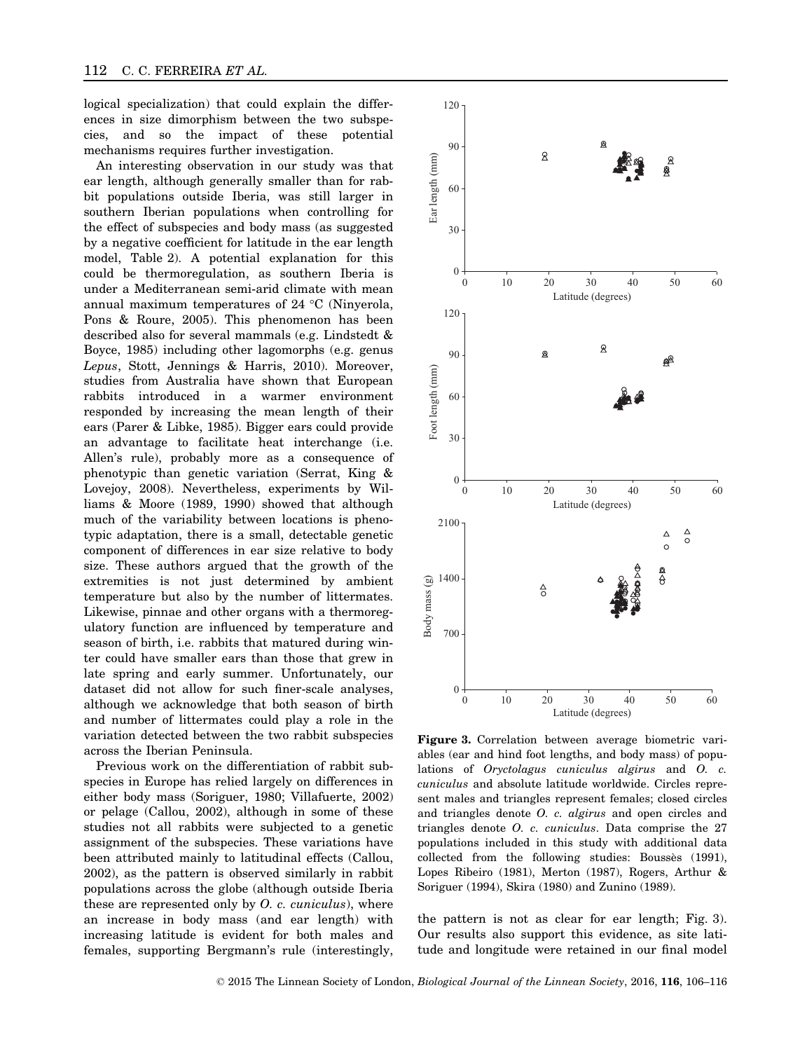logical specialization) that could explain the differences in size dimorphism between the two subspecies, and so the impact of these potential mechanisms requires further investigation.

An interesting observation in our study was that ear length, although generally smaller than for rabbit populations outside Iberia, was still larger in southern Iberian populations when controlling for the effect of subspecies and body mass (as suggested by a negative coefficient for latitude in the ear length model, Table 2). A potential explanation for this could be thermoregulation, as southern Iberia is under a Mediterranean semi-arid climate with mean annual maximum temperatures of 24 °C (Ninyerola, Pons & Roure, 2005). This phenomenon has been described also for several mammals (e.g. Lindstedt & Boyce, 1985) including other lagomorphs (e.g. genus *Lepus*, Stott, Jennings & Harris, 2010). Moreover, studies from Australia have shown that European rabbits introduced in a warmer environment responded by increasing the mean length of their ears (Parer & Libke, 1985). Bigger ears could provide an advantage to facilitate heat interchange (i.e. Allen's rule), probably more as a consequence of phenotypic than genetic variation (Serrat, King & Lovejoy, 2008). Nevertheless, experiments by Williams & Moore (1989, 1990) showed that although much of the variability between locations is phenotypic adaptation, there is a small, detectable genetic component of differences in ear size relative to body size. These authors argued that the growth of the extremities is not just determined by ambient temperature but also by the number of littermates. Likewise, pinnae and other organs with a thermoregulatory function are influenced by temperature and season of birth, i.e. rabbits that matured during winter could have smaller ears than those that grew in late spring and early summer. Unfortunately, our dataset did not allow for such finer-scale analyses, although we acknowledge that both season of birth and number of littermates could play a role in the variation detected between the two rabbit subspecies across the Iberian Peninsula.

Previous work on the differentiation of rabbit subspecies in Europe has relied largely on differences in either body mass (Soriguer, 1980; Villafuerte, 2002) or pelage (Callou, 2002), although in some of these studies not all rabbits were subjected to a genetic assignment of the subspecies. These variations have been attributed mainly to latitudinal effects (Callou, 2002), as the pattern is observed similarly in rabbit populations across the globe (although outside Iberia these are represented only by *O. c. cuniculus*), where an increase in body mass (and ear length) with increasing latitude is evident for both males and females, supporting Bergmann's rule (interestingly, the pattern is not as clear for ear length; Fig. 3). Our results also support this evidence, as site latitude and longitude were retained in our final model

**Figure 3.** Correlation between average biometric variables (ear and hind foot lengths, and body mass) of populations of *Oryctolagus cuniculus algirus* and *O. c. cuniculus* and absolute latitude worldwide. Circles represent males and triangles represent females; closed circles and triangles denote *O. c. algirus* and open circles and triangles denote *O. c. cuniculus*. Data comprise the 27 populations included in this study with additional data collected from the following studies: Boussès (1991), Lopes Ribeiro (1981), Merton (1987), Rogers, Arthur & Soriguer (1994), Skira (1980) and Zunino (1989).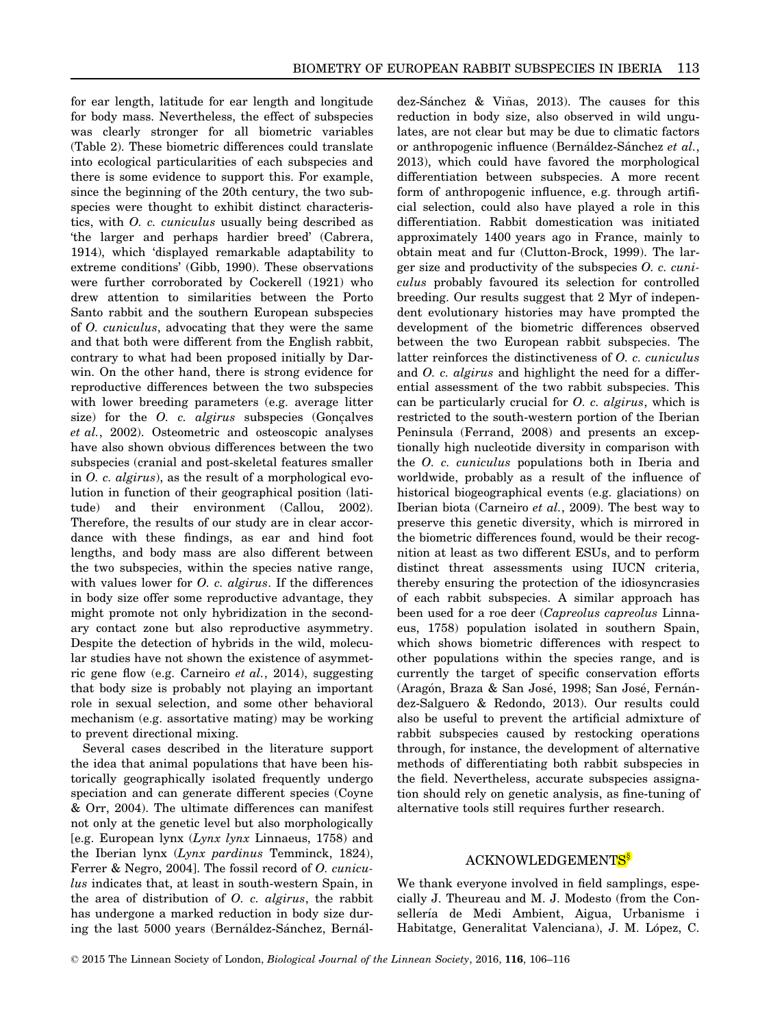for ear length, latitude for ear length and longitude for body mass. Nevertheless, the effect of subspecies was clearly stronger for all biometric variables (Table 2). These biometric differences could translate into ecological particularities of each subspecies and there is some evidence to support this. For example, since the beginning of the 20th century, the two subspecies were thought to exhibit distinct characteristics, with *O. c. cuniculus* usually being described as 'the larger and perhaps hardier breed' (Cabrera, 1914), which 'displayed remarkable adaptability to extreme conditions' (Gibb, 1990). These observations were further corroborated by Cockerell (1921) who drew attention to similarities between the Porto Santo rabbit and the southern European subspecies of *O. cuniculus*, advocating that they were the same and that both were different from the English rabbit, contrary to what had been proposed initially by Darwin. On the other hand, there is strong evidence for reproductive differences between the two subspecies with lower breeding parameters (e.g. average litter size) for the *O. c. algirus* subspecies (Gonçalves *et al.*, 2002). Osteometric and osteoscopic analyses have also shown obvious differences between the two subspecies (cranial and post-skeletal features smaller in *O. c. algirus*), as the result of a morphological evolution in function of their geographical position (latitude) and their environment (Callou, 2002). Therefore, the results of our study are in clear accordance with these findings, as ear and hind foot lengths, and body mass are also different between the two subspecies, within the species native range, with values lower for *O. c. algirus*. If the differences in body size offer some reproductive advantage, they might promote not only hybridization in the secondary contact zone but also reproductive asymmetry. Despite the detection of hybrids in the wild, molecular studies have not shown the existence of asymmetric gene flow (e.g. Carneiro *et al.*, 2014), suggesting that body size is probably not playing an important role in sexual selection, and some other behavioral mechanism (e.g. assortative mating) may be working to prevent directional mixing.

Several cases described in the literature support the idea that animal populations that have been historically geographically isolated frequently undergo speciation and can generate different species (Coyne & Orr, 2004). The ultimate differences can manifest not only at the genetic level but also morphologically [e.g. European lynx (*Lynx lynx* Linnaeus, 1758) and the Iberian lynx (*Lynx pardinus* Temminck, 1824), Ferrer & Negro, 2004]. The fossil record of *O. cuniculus* indicates that, at least in south-western Spain, in the area of distribution of *O. c. algirus*, the rabbit has undergone a marked reduction in body size during the last 5000 years (Bernáldez-Sánchez, Bernáldez-Sánchez & Viñas, 2013). The causes for this reduction in body size, also observed in wild ungulates, are not clear but may be due to climatic factors or anthropogenic influence (Bernáldez-Sánchez *et al.*, 2013), which could have favored the morphological differentiation between subspecies. A more recent form of anthropogenic influence, e.g. through artificial selection, could also have played a role in this differentiation. Rabbit domestication was initiated approximately 1400 years ago in France, mainly to obtain meat and fur (Clutton-Brock, 1999). The larger size and productivity of the subspecies *O. c. cuniculus* probably favoured its selection for controlled breeding. Our results suggest that 2 Myr of independent evolutionary histories may have prompted the development of the biometric differences observed between the two European rabbit subspecies. The latter reinforces the distinctiveness of *O. c. cuniculus* and *O. c. algirus* and highlight the need for a differential assessment of the two rabbit subspecies. This can be particularly crucial for *O. c. algirus*, which is restricted to the south-western portion of the Iberian Peninsula (Ferrand, 2008) and presents an exceptionally high nucleotide diversity in comparison with the *O. c. cuniculus* populations both in Iberia and worldwide, probably as a result of the influence of historical biogeographical events (e.g. glaciations) on Iberian biota (Carneiro *et al.*, 2009). The best way to preserve this genetic diversity, which is mirrored in the biometric differences found, would be their recognition at least as two different ESUs, and to perform distinct threat assessments using IUCN criteria, thereby ensuring the protection of the idiosyncrasies of each rabbit subspecies. A similar approach has been used for a roe deer (*Capreolus capreolus* Linnaeus, 1758) population isolated in southern Spain, which shows biometric differences with respect to other populations within the species range, and is currently the target of specific conservation efforts (Aragón, Braza & San José, 1998; San José, Fernández-Salguero & Redondo, 2013). Our results could also be useful to prevent the artificial admixture of rabbit subspecies caused by restocking operations through, for instance, the development of alternative methods of differentiating both rabbit subspecies in the field. Nevertheless, accurate subspecies assignation should rely on genetic analysis, as fine-tuning of alternative tools still requires further research.

## ACKNOWLEDGEMENTS[§]

We thank everyone involved in field samplings, especially J. Theureau and M. J. Modesto (from the Consellería de Medi Ambient, Aigua, Urbanisme i Habitatge, Generalitat Valenciana), J. M. López, C.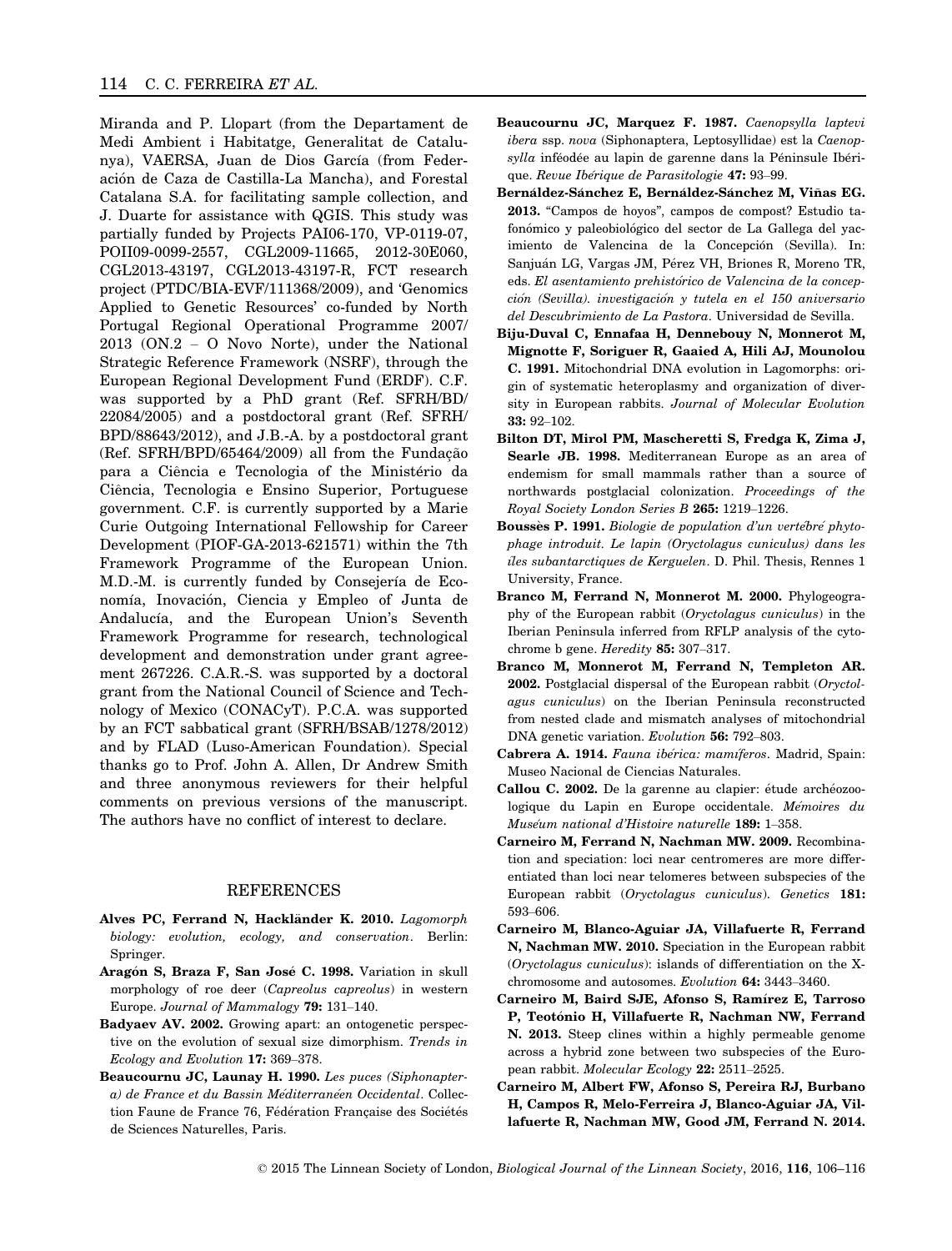Miranda and P. Llopart (from the Departament de Medi Ambient i Habitatge, Generalitat de Catalunya), VAERSA, Juan de Dios García (from Federación de Caza de Castilla-La Mancha), and Forestal Catalana S.A. for facilitating sample collection, and J. Duarte for assistance with QGIS. This study was partially funded by Projects PAI06-170, VP-0119-07, POII09-0099-2557, CGL2009-11665, 2012-30E060, CGL2013-43197, CGL2013-43197-R, FCT research project (PTDC/BIA-EVF/111368/2009), and 'Genomics Applied to Genetic Resources' co-funded by North Portugal Regional Operational Programme 2007/2013 (ON.2 – O Novo Norte), under the National Strategic Reference Framework (NSRF), through the European Regional Development Fund (ERDF). C.F. was supported by a PhD grant (Ref. SFRH/BD/22084/2005) and a postdoctoral grant (Ref. SFRH/BPD/88643/2012), and J.B.-A. by a postdoctoral grant (Ref. SFRH/BPD/65464/2009) all from the Fundação para a Ciência e Tecnologia of the Ministério da Ciência, Tecnologia e Ensino Superior, Portuguese government. C.F. is currently supported by a Marie Curie Outgoing International Fellowship for Career Development (PIOF-GA-2013-621571) within the 7th Framework Programme of the European Union. M.D.-M. is currently funded by Consejería de Economía, Inovación, Ciencia y Empleo of Junta de Andalucía, and the European Union's Seventh Framework Programme for research, technological development and demonstration under grant agreement 267226. C.A.R.-S. was supported by a doctoral grant from the National Council of Science and Technology of Mexico (CONACyT). P.C.A. was supported by an FCT sabbatical grant (SFRH/BSAB/1278/2012) and by FLAD (Luso-American Foundation). Special thanks go to Prof. John A. Allen, Dr Andrew Smith and three anonymous reviewers for their helpful comments on previous versions of the manuscript. The authors have no conflict of interest to declare.

## REFERENCES

**Alves PC, Ferrand N, Hackländer K. 2010.** *Lagomorph biology: evolution, ecology, and conservation*. Berlin: Springer.

**Aragón S, Braza F, San José C. 1998.** Variation in skull morphology of roe deer (*Capreolus capreolus*) in western Europe. *Journal of Mammalogy* **79:** 131–140.

**Badyaev AV. 2002.** Growing apart: an ontogenetic perspective on the evolution of sexual size dimorphism. *Trends in Ecology and Evolution* **17:** 369–378.

**Beaucournu JC, Launay H. 1990.** *Les puces (Siphonaptera) de France et du Bassin Méditerranéen Occidental*. Collection Faune de France 76, Fédération Française des Sociétés de Sciences Naturelles, Paris.

**Beaucournu JC, Marquez F. 1987.** *Caenopsylla laptevi ibera* ssp. *nova* (Siphonaptera, Leptosyllidae) est la *Caenopsylla* inféodée au lapin de garenne dans la Péninsule Ibérique. *Revue Ibérique de Parasitologie* **47:** 93–99.

**Bernáldez-Sánchez E, Bernáldez-Sánchez M, Viñas EG. 2013.** "Campos de hoyos", campos de compost? Estudio tafonómico y paleobiológico del sector de La Gallega del yacimiento de Valencina de la Concepción (Sevilla). In: Sanjuán LG, Vargas JM, Pérez VH, Briones R, Moreno TR, eds. *El asentamiento prehistórico de Valencina de la concepción (Sevilla). investigación y tutela en el 150 aniversario del Descubrimiento de La Pastora*. Universidad de Sevilla.

**Biju-Duval C, Ennafaa H, Dennebouy N, Monnerot M, Mignotte F, Soriguer R, Gaaied A, Hili AJ, Mounolou C. 1991.** Mitochondrial DNA evolution in Lagomorphs: origin of systematic heteroplasmy and organization of diversity in European rabbits. *Journal of Molecular Evolution* **33:** 92–102.

**Bilton DT, Mirol PM, Mascheretti S, Fredga K, Zima J, Searle JB. 1998.** Mediterranean Europe as an area of endemism for small mammals rather than a source of northwards postglacial colonization. *Proceedings of the Royal Society London Series B* **265:** 1219–1226.

**Boussès P. 1991.** *Biologie de population d'un vertébré phytophage introduit. Le lapin (Oryctolagus cuniculus) dans les îles subantarctiques de Kerguelen*. D. Phil. Thesis, Rennes 1 University, France.

**Branco M, Ferrand N, Monnerot M. 2000.** Phylogeography of the European rabbit (*Oryctolagus cuniculus*) in the Iberian Peninsula inferred from RFLP analysis of the cytochrome b gene. *Heredity* **85:** 307–317.

**Branco M, Monnerot M, Ferrand N, Templeton AR. 2002.** Postglacial dispersal of the European rabbit (*Oryctolagus cuniculus*) on the Iberian Peninsula reconstructed from nested clade and mismatch analyses of mitochondrial DNA genetic variation. *Evolution* **56:** 792–803.

**Cabrera A. 1914.** *Fauna ibérica: mamíferos*. Madrid, Spain: Museo Nacional de Ciencias Naturales.

**Callou C. 2002.** De la garenne au clapier: étude archéozoologique du Lapin en Europe occidentale. *Mémoires du Muséum national d'Histoire naturelle* **189:** 1–358.

**Carneiro M, Ferrand N, Nachman MW. 2009.** Recombination and speciation: loci near centromeres are more differentiated than loci near telomeres between subspecies of the European rabbit (*Oryctolagus cuniculus*). *Genetics* **181:** 593–606.

**Carneiro M, Blanco-Aguiar JA, Villafuerte R, Ferrand N, Nachman MW. 2010.** Speciation in the European rabbit (*Oryctolagus cuniculus*): islands of differentiation on the X-chromosome and autosomes. *Evolution* **64:** 3443–3460.

**Carneiro M, Baird SJE, Afonso S, Ramírez E, Tarroso P, Teotónio H, Villafuerte R, Nachman NW, Ferrand N. 2013.** Steep clines within a highly permeable genome across a hybrid zone between two subspecies of the European rabbit. *Molecular Ecology* **22:** 2511–2525.

**Carneiro M, Albert FW, Afonso S, Pereira RJ, Burbano H, Campos R, Melo-Ferreira J, Blanco-Aguiar JA, Villafuerte R, Nachman MW, Good JM, Ferrand N. 2014.**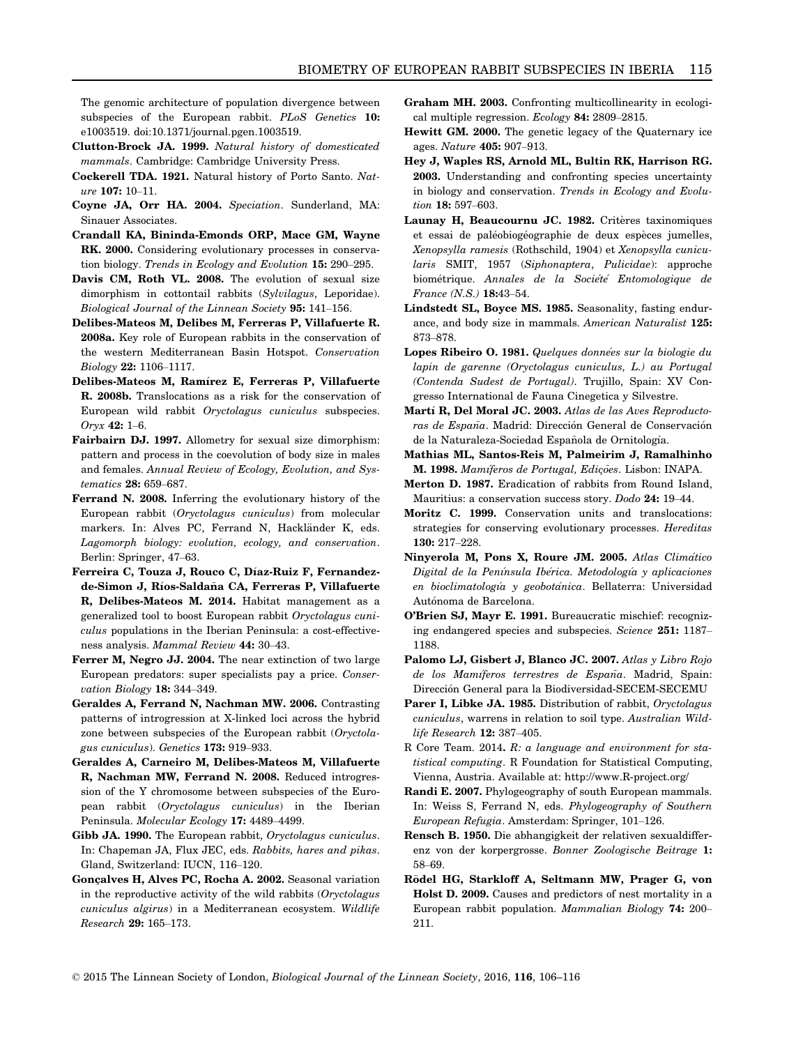The genomic architecture of population divergence between subspecies of the European rabbit. *PLoS Genetics* **10:** e1003519. doi:10.1371/journal.pgen.1003519.

**Clutton-Brock JA. 1999.** *Natural history of domesticated mammals*. Cambridge: Cambridge University Press.

**Cockerell TDA. 1921.** Natural history of Porto Santo. *Nature* **107:** 10–11.

**Coyne JA, Orr HA. 2004.** *Speciation*. Sunderland, MA: Sinauer Associates.

**Crandall KA, Bininda-Emonds ORP, Mace GM, Wayne RK. 2000.** Considering evolutionary processes in conservation biology. *Trends in Ecology and Evolution* **15:** 290–295.

**Davis CM, Roth VL. 2008.** The evolution of sexual size dimorphism in cottontail rabbits (*Sylvilagus*, Leporidae). *Biological Journal of the Linnean Society* **95:** 141–156.

**Delibes-Mateos M, Delibes M, Ferreras P, Villafuerte R. 2008a.** Key role of European rabbits in the conservation of the western Mediterranean Basin Hotspot. *Conservation Biology* **22:** 1106–1117.

**Delibes-Mateos M, Ramírez E, Ferreras P, Villafuerte R. 2008b.** Translocations as a risk for the conservation of European wild rabbit *Oryctolagus cuniculus* subspecies. *Oryx* **42:** 1–6.

**Fairbairn DJ. 1997.** Allometry for sexual size dimorphism: pattern and process in the coevolution of body size in males and females. *Annual Review of Ecology, Evolution, and Systematics* **28:** 659–687.

**Ferrand N. 2008.** Inferring the evolutionary history of the European rabbit (*Oryctolagus cuniculus*) from molecular markers. In: Alves PC, Ferrand N, Hackländer K, eds. *Lagomorph biology: evolution, ecology, and conservation*. Berlin: Springer, 47–63.

**Ferreira C, Touza J, Rouco C, Díaz-Ruiz F, Fernandez-de-Simon J, Ríos-Saldaña CA, Ferreras P, Villafuerte R, Delibes-Mateos M. 2014.** Habitat management as a generalized tool to boost European rabbit *Oryctolagus cuniculus* populations in the Iberian Peninsula: a cost-effectiveness analysis. *Mammal Review* **44:** 30–43.

**Ferrer M, Negro JJ. 2004.** The near extinction of two large European predators: super specialists pay a price. *Conservation Biology* **18:** 344–349.

**Geraldes A, Ferrand N, Nachman MW. 2006.** Contrasting patterns of introgression at X-linked loci across the hybrid zone between subspecies of the European rabbit (*Oryctolagus cuniculus*). *Genetics* **173:** 919–933.

**Geraldes A, Carneiro M, Delibes-Mateos M, Villafuerte R, Nachman MW, Ferrand N. 2008.** Reduced introgression of the Y chromosome between subspecies of the European rabbit (*Oryctolagus cuniculus*) in the Iberian Peninsula. *Molecular Ecology* **17:** 4489–4499.

**Gibb JA. 1990.** The European rabbit, *Oryctolagus cuniculus*. In: Chapeman JA, Flux JEC, eds. *Rabbits, hares and pikas*. Gland, Switzerland: IUCN, 116–120.

**Gonçalves H, Alves PC, Rocha A. 2002.** Seasonal variation in the reproductive activity of the wild rabbits (*Oryctolagus cuniculus algirus*) in a Mediterranean ecosystem. *Wildlife Research* **29:** 165–173.

**Graham MH. 2003.** Confronting multicollinearity in ecological multiple regression. *Ecology* **84:** 2809–2815.

**Hewitt GM. 2000.** The genetic legacy of the Quaternary ice ages. *Nature* **405:** 907–913.

**Hey J, Waples RS, Arnold ML, Bultin RK, Harrison RG. 2003.** Understanding and confronting species uncertainty in biology and conservation. *Trends in Ecology and Evolution* **18:** 597–603.

**Launay H, Beaucournu JC. 1982.** Critères taxinomiques et essai de paléobiogéographie de deux espèces jumelles, *Xenopsylla ramesis* (Rothschild, 1904) et *Xenopsylla cunicularis* SMIT, 1957 (*Siphonaptera*, *Pulicidae*): approche biométrique. *Annales de la Société Entomologique de France (N.S.)* **18:**43–54.

**Lindstedt SL, Boyce MS. 1985.** Seasonality, fasting endurance, and body size in mammals. *American Naturalist* **125:** 873–878.

**Lopes Ribeiro O. 1981.** *Quelques donnees sur la biologie du lapin de garenne (Oryctolagus cuniculus, L.) au Portugal (Contenda Sudest de Portugal)*. Trujillo, Spain: XV Congresso International de Fauna Cinegetica y Silvestre.

**Martí R, Del Moral JC. 2003.** *Atlas de las Aves Reproductoras de España*. Madrid: Dirección General de Conservación de la Naturaleza-Sociedad Española de Ornitología.

**Mathias ML, Santos-Reis M, Palmeirim J, Ramalhinho M. 1998.** *Mamíferos de Portugal, Edições*. Lisbon: INAPA.

**Merton D. 1987.** Eradication of rabbits from Round Island, Mauritius: a conservation success story. *Dodo* **24:** 19–44.

**Moritz C. 1999.** Conservation units and translocations: strategies for conserving evolutionary processes. *Hereditas* **130:** 217–228.

**Ninyerola M, Pons X, Roure JM. 2005.** *Atlas Climático Digital de la Península Ibérica. Metodología y aplicaciones en bioclimatología y geobotánica*. Bellaterra: Universidad Autónoma de Barcelona.

**O'Brien SJ, Mayr E. 1991.** Bureaucratic mischief: recognizing endangered species and subspecies. *Science* **251:** 1187–1188.

**Palomo LJ, Gisbert J, Blanco JC. 2007.** *Atlas y Libro Rojo de los Mamíferos terrestres de España*. Madrid, Spain: Dirección General para la Biodiversidad-SECEM-SECEMU

**Parer I, Libke JA. 1985.** Distribution of rabbit, *Oryctolagus cuniculus*, warrens in relation to soil type. *Australian Wildlife Research* **12:** 387–405.

R Core Team. 2014**.** *R: a language and environment for statistical computing*. R Foundation for Statistical Computing, Vienna, Austria. Available at: http://www.R-project.org/

**Randi E. 2007.** Phylogeography of south European mammals. In: Weiss S, Ferrand N, eds. *Phylogeography of Southern European Refugia*. Amsterdam: Springer, 101–126.

**Rensch B. 1950.** Die abhangigkeit der relativen sexualdifferenz von der korpergrosse. *Bonner Zoologische Beitrage* **1:** 58–69.

**Rödel HG, Starkloff A, Seltmann MW, Prager G, von Holst D. 2009.** Causes and predictors of nest mortality in a European rabbit population. *Mammalian Biology* **74:** 200–211.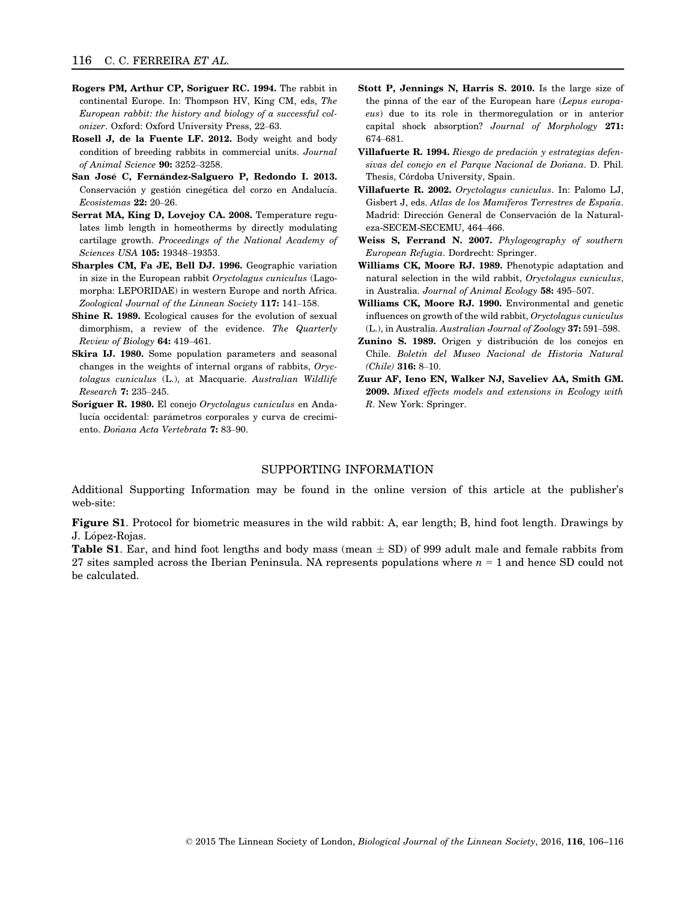**Rogers PM, Arthur CP, Soriguer RC. 1994.** The rabbit in continental Europe. In: Thompson HV, King CM, eds, *The European rabbit: the history and biology of a successful colonizer*. Oxford: Oxford University Press, 22–63.

**Rosell J, de la Fuente LF. 2012.** Body weight and body condition of breeding rabbits in commercial units. *Journal of Animal Science* **90:** 3252–3258.

**San José C, Fernández-Salguero P, Redondo I. 2013.** Conservación y gestión cinegética del corzo en Andalucía. *Ecosistemas* **22:** 20–26.

**Serrat MA, King D, Lovejoy CA. 2008.** Temperature regulates limb length in homeotherms by directly modulating cartilage growth. *Proceedings of the National Academy of Sciences USA* **105:** 19348–19353.

**Sharples CM, Fa JE, Bell DJ. 1996.** Geographic variation in size in the European rabbit *Oryctolagus cuniculus* (Lagomorpha: LEPORIDAE) in western Europe and north Africa. *Zoological Journal of the Linnean Society* **117:** 141–158.

**Shine R. 1989.** Ecological causes for the evolution of sexual dimorphism, a review of the evidence. *The Quarterly Review of Biology* **64:** 419–461.

**Skira IJ. 1980.** Some population parameters and seasonal changes in the weights of internal organs of rabbits, *Oryctolagus cuniculus* (L.), at Macquarie. *Australian Wildlife Research* **7:** 235–245.

**Soriguer R. 1980.** El conejo *Oryctolagus cuniculus* en Andalucía occidental: parámetros corporales y curva de crecimiento. *Doñana Acta Vertebrata* **7:** 83–90.

**Stott P, Jennings N, Harris S. 2010.** Is the large size of the pinna of the ear of the European hare (*Lepus europaeus*) due to its role in thermoregulation or in anterior capital shock absorption? *Journal of Morphology* **271:** 674–681.

**Villafuerte R. 1994.** *Riesgo de predación y estrategias defensivas del conejo en el Parque Nacional de Doñana*. D. Phil. Thesis, Córdoba University, Spain.

**Villafuerte R. 2002.** *Oryctolagus cuniculus*. In: Palomo LJ, Gisbert J, eds. *Atlas de los Mamíferos Terrestres de España*. Madrid: Dirección General de Conservación de la Naturaleza-SECEM-SECEMU, 464–466.

**Weiss S, Ferrand N. 2007.** *Phylogeography of southern European Refugia*. Dordrecht: Springer.

**Williams CK, Moore RJ. 1989.** Phenotypic adaptation and natural selection in the wild rabbit, *Oryctolagus cuniculus*, in Australia. *Journal of Animal Ecology* **58:** 495–507.

**Williams CK, Moore RJ. 1990.** Environmental and genetic influences on growth of the wild rabbit, *Oryctolagus cuniculus* (L.), in Australia. *Australian Journal of Zoology* **37:** 591–598.

**Zunino S. 1989.** Origen y distribución de los conejos en Chile. *Boletín del Museo Nacional de Historia Natural (Chile)* **316:** 8–10.

**Zuur AF, Ieno EN, Walker NJ, Saveliev AA, Smith GM. 2009.** *Mixed effects models and extensions in Ecology with R*. New York: Springer.

## SUPPORTING INFORMATION

Additional Supporting Information may be found in the online version of this article at the publisher's web-site:

**Figure S1**. Protocol for biometric measures in the wild rabbit: A, ear length; B, hind foot length. Drawings by J. López-Rojas.

**Table S1**. Ear, and hind foot lengths and body mass (mean ± SD) of 999 adult male and female rabbits from 27 sites sampled across the Iberian Peninsula. NA represents populations where $n = 1$ and hence SD could not be calculated.